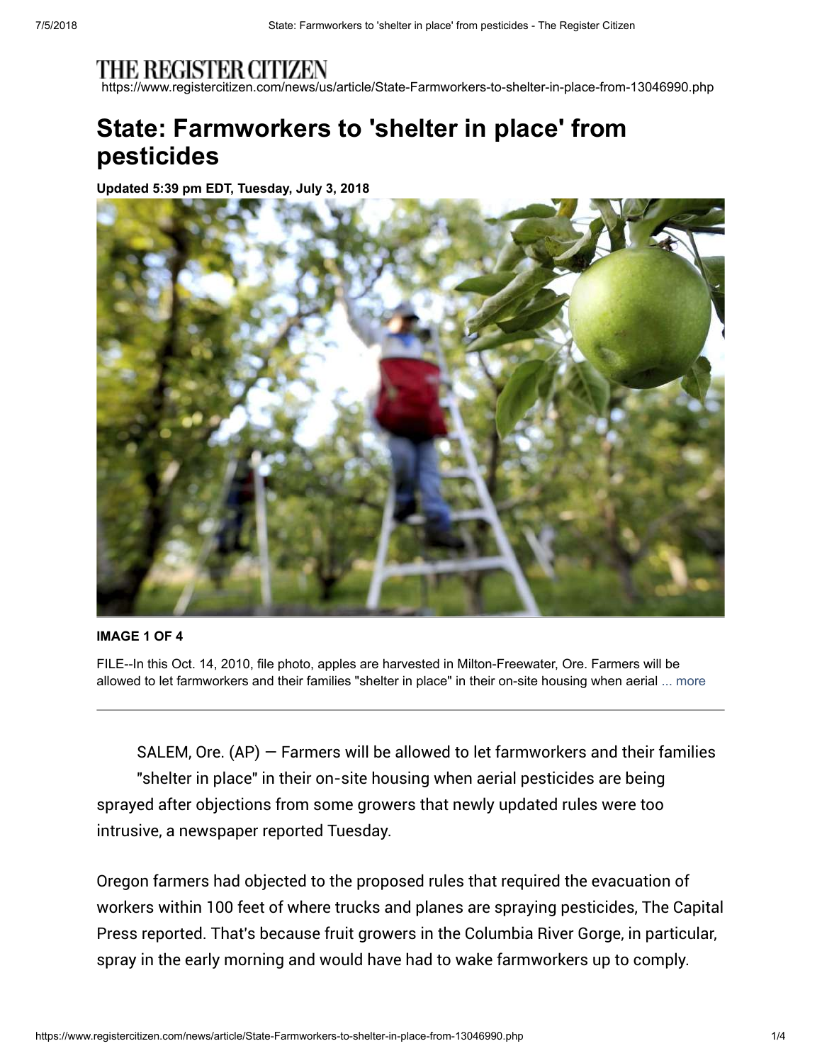THE REGISTER CITIZEN

https://www.registercitizen.com/news/us/article/State-Farmworkers-to-shelter-in-place-from-13046990.php

# State: Farmworkers to 'shelter in place' from pesticides

**Updated 5:39 pm EDT, Tuesday, July 3, 2018**

**IMAGE 1 OF 4**

FILE--In this Oct. 14, 2010, file photo, apples are harvested in Milton-Freewater, Ore. Farmers will be allowed to let farmworkers and their families "shelter in place" in their on-site housing when aerial ... more

SALEM, Ore. (AP) — Farmers will be allowed to let farmworkers and their families "shelter in place" in their on-site housing when aerial pesticides are being sprayed after objections from some growers that newly updated rules were too intrusive, a newspaper reported Tuesday.

Oregon farmers had objected to the proposed rules that required the evacuation of workers within 100 feet of where trucks and planes are spraying pesticides, The Capital Press reported. That's because fruit growers in the Columbia River Gorge, in particular, spray in the early morning and would have had to wake farmworkers up to comply.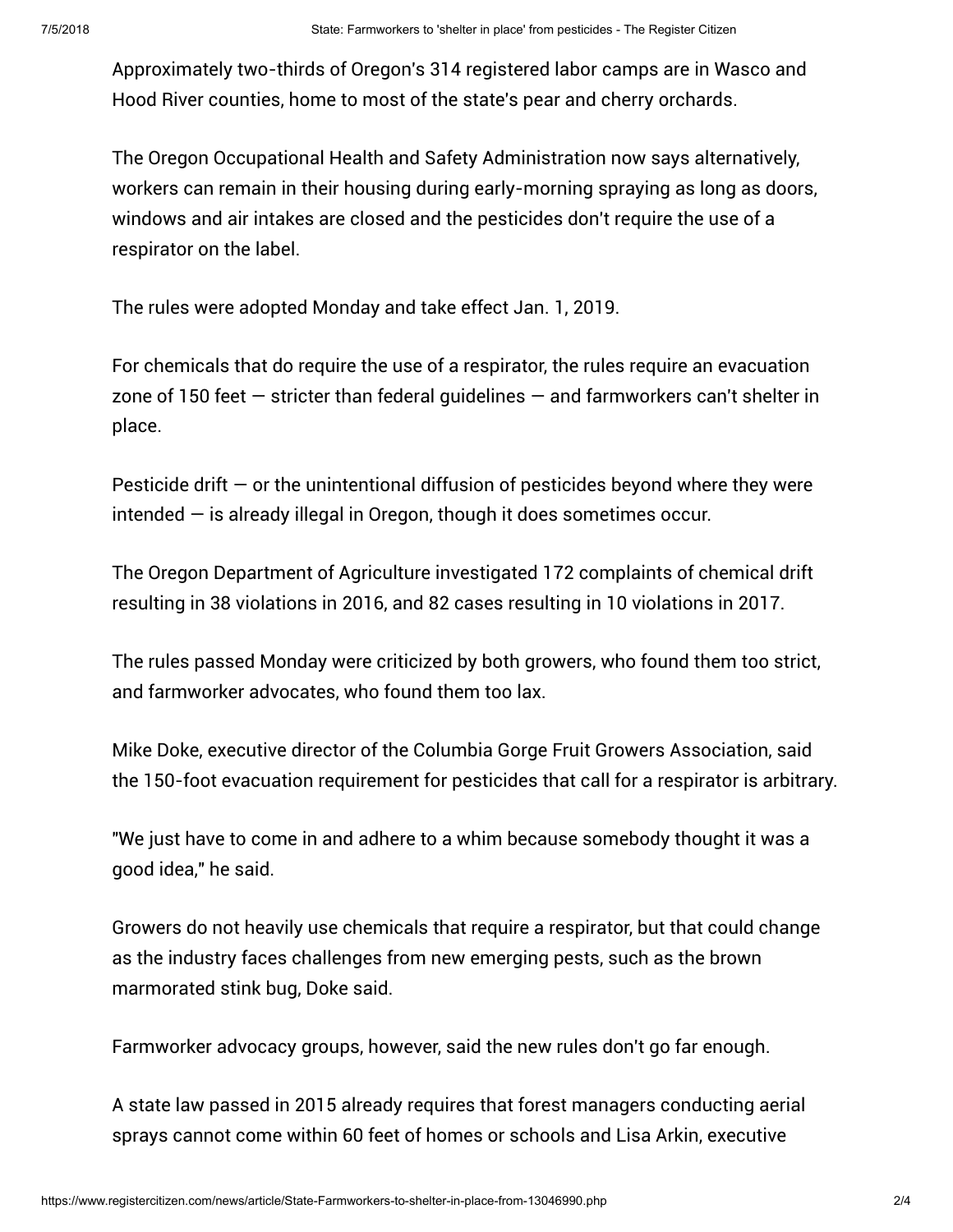Approximately two-thirds of Oregon's 314 registered labor camps are in Wasco and Hood River counties, home to most of the state's pear and cherry orchards.

The Oregon Occupational Health and Safety Administration now says alternatively, workers can remain in their housing during early-morning spraying as long as doors, windows and air intakes are closed and the pesticides don't require the use of a respirator on the label.

The rules were adopted Monday and take effect Jan. 1, 2019.

For chemicals that do require the use of a respirator, the rules require an evacuation zone of 150 feet — stricter than federal guidelines — and farmworkers can't shelter in place.

Pesticide drift — or the unintentional diffusion of pesticides beyond where they were intended — is already illegal in Oregon, though it does sometimes occur.

The Oregon Department of Agriculture investigated 172 complaints of chemical drift resulting in 38 violations in 2016, and 82 cases resulting in 10 violations in 2017.

The rules passed Monday were criticized by both growers, who found them too strict, and farmworker advocates, who found them too lax.

Mike Doke, executive director of the Columbia Gorge Fruit Growers Association, said the 150-foot evacuation requirement for pesticides that call for a respirator is arbitrary.

"We just have to come in and adhere to a whim because somebody thought it was a good idea," he said.

Growers do not heavily use chemicals that require a respirator, but that could change as the industry faces challenges from new emerging pests, such as the brown marmorated stink bug, Doke said.

Farmworker advocacy groups, however, said the new rules don't go far enough.

A state law passed in 2015 already requires that forest managers conducting aerial sprays cannot come within 60 feet of homes or schools and Lisa Arkin, executive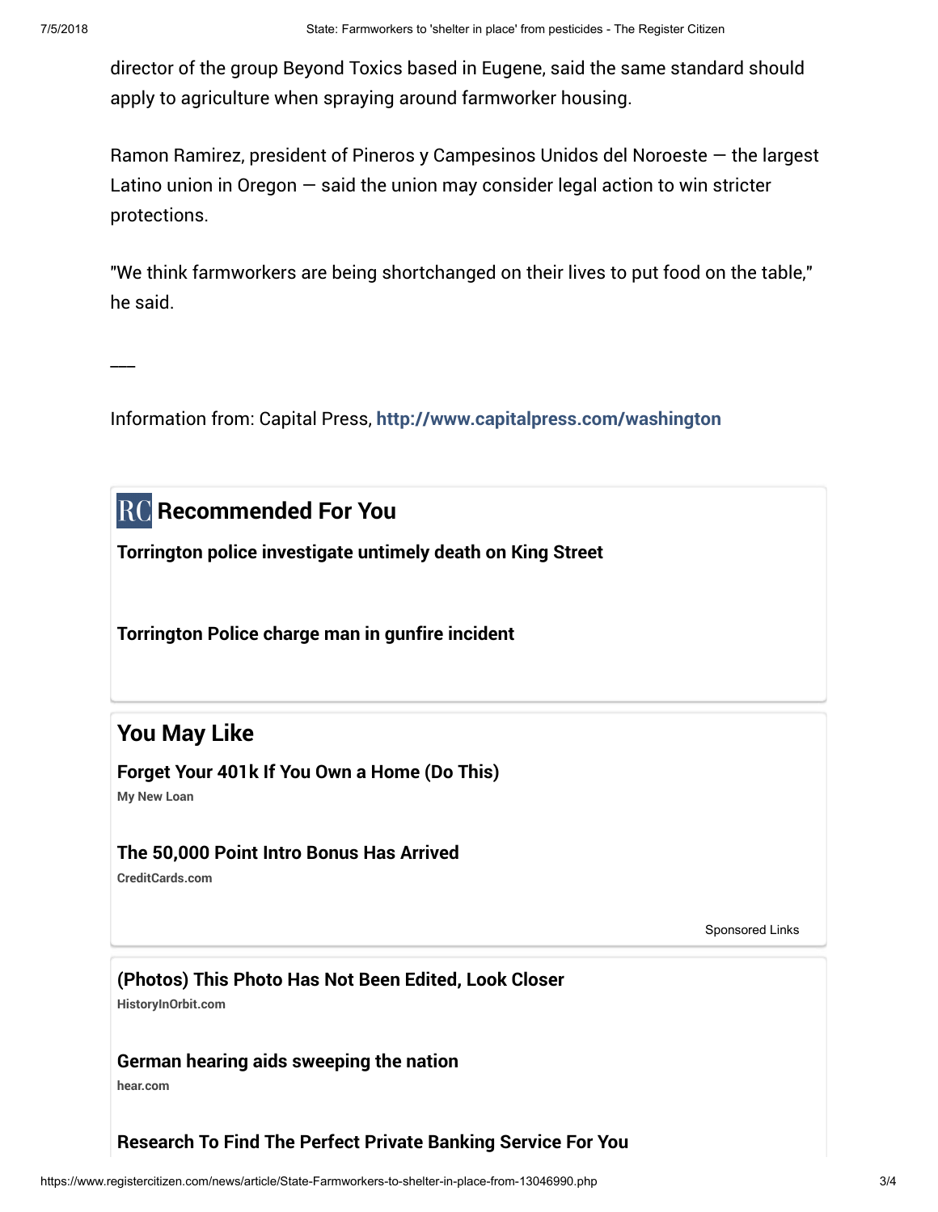director of the group Beyond Toxics based in Eugene, said the same standard should apply to agriculture when spraying around farmworker housing.

Ramon Ramirez, president of Pineros y Campesinos Unidos del Noroeste — the largest Latino union in Oregon — said the union may consider legal action to win stricter protections.

"We think farmworkers are being shortchanged on their lives to put food on the table," he said.

\_\_\_

Information from: Capital Press, **http://www.capitalpress.com/washington**

## RC Recommended For You

**Torrington police investigate untimely death on King Street**

**Torrington Police charge man in gunfire incident**

## You May Like

**Forget Your 401k If You Own a Home (Do This)**
My New Loan

**The 50,000 Point Intro Bonus Has Arrived**
CreditCards.com

Sponsored Links

**(Photos) This Photo Has Not Been Edited, Look Closer**
HistoryInOrbit.com

**German hearing aids sweeping the nation**
hear.com

**Research To Find The Perfect Private Banking Service For You**